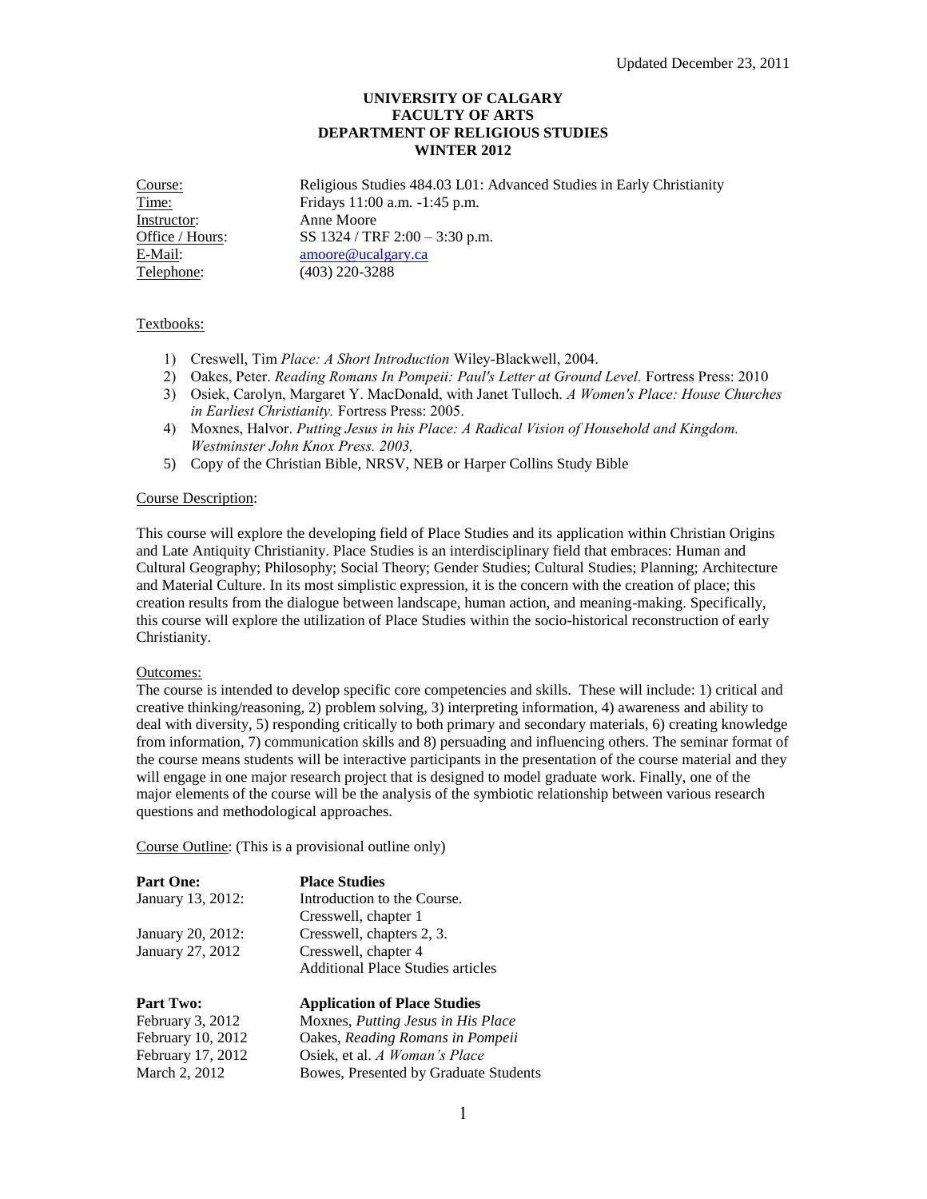Updated December 23, 2011

**UNIVERSITY OF CALGARY**
**FACULTY OF ARTS**
**DEPARTMENT OF RELIGIOUS STUDIES**
**WINTER 2012**

| | |
|---|---|
| Course: | Religious Studies 484.03 L01: Advanced Studies in Early Christianity |
| Time: | Fridays 11:00 a.m. -1:45 p.m. |
| Instructor: | Anne Moore |
| Office / Hours: | SS 1324 / TRF 2:00 – 3:30 p.m. |
| E-Mail: | amoore@ucalgary.ca |
| Telephone: | (403) 220-3288 |

Textbooks:

1) Creswell, Tim *Place: A Short Introduction* Wiley-Blackwell, 2004.
2) Oakes, Peter. *Reading Romans In Pompeii: Paul's Letter at Ground Level.* Fortress Press: 2010
3) Osiek, Carolyn, Margaret Y. MacDonald, with Janet Tulloch. *A Women's Place: House Churches in Earliest Christianity.* Fortress Press: 2005.
4) Moxnes, Halvor. *Putting Jesus in his Place: A Radical Vision of Household and Kingdom. Westminster John Knox Press. 2003,*
5) Copy of the Christian Bible, NRSV, NEB or Harper Collins Study Bible

Course Description:

This course will explore the developing field of Place Studies and its application within Christian Origins and Late Antiquity Christianity. Place Studies is an interdisciplinary field that embraces: Human and Cultural Geography; Philosophy; Social Theory; Gender Studies; Cultural Studies; Planning; Architecture and Material Culture. In its most simplistic expression, it is the concern with the creation of place; this creation results from the dialogue between landscape, human action, and meaning-making. Specifically, this course will explore the utilization of Place Studies within the socio-historical reconstruction of early Christianity.

Outcomes:
The course is intended to develop specific core competencies and skills. These will include: 1) critical and creative thinking/reasoning, 2) problem solving, 3) interpreting information, 4) awareness and ability to deal with diversity, 5) responding critically to both primary and secondary materials, 6) creating knowledge from information, 7) communication skills and 8) persuading and influencing others. The seminar format of the course means students will be interactive participants in the presentation of the course material and they will engage in one major research project that is designed to model graduate work. Finally, one of the major elements of the course will be the analysis of the symbiotic relationship between various research questions and methodological approaches.

Course Outline: (This is a provisional outline only)

| **Part One:** | **Place Studies** |
|---|---|
| January 13, 2012: | Introduction to the Course. Cresswell, chapter 1 |
| January 20, 2012: | Cresswell, chapters 2, 3. |
| January 27, 2012 | Cresswell, chapter 4; Additional Place Studies articles |
| **Part Two:** | **Application of Place Studies** |
| February 3, 2012 | Moxnes, *Putting Jesus in His Place* |
| February 10, 2012 | Oakes, *Reading Romans in Pompeii* |
| February 17, 2012 | Osiek, et al. *A Woman's Place* |
| March 2, 2012 | Bowes, Presented by Graduate Students |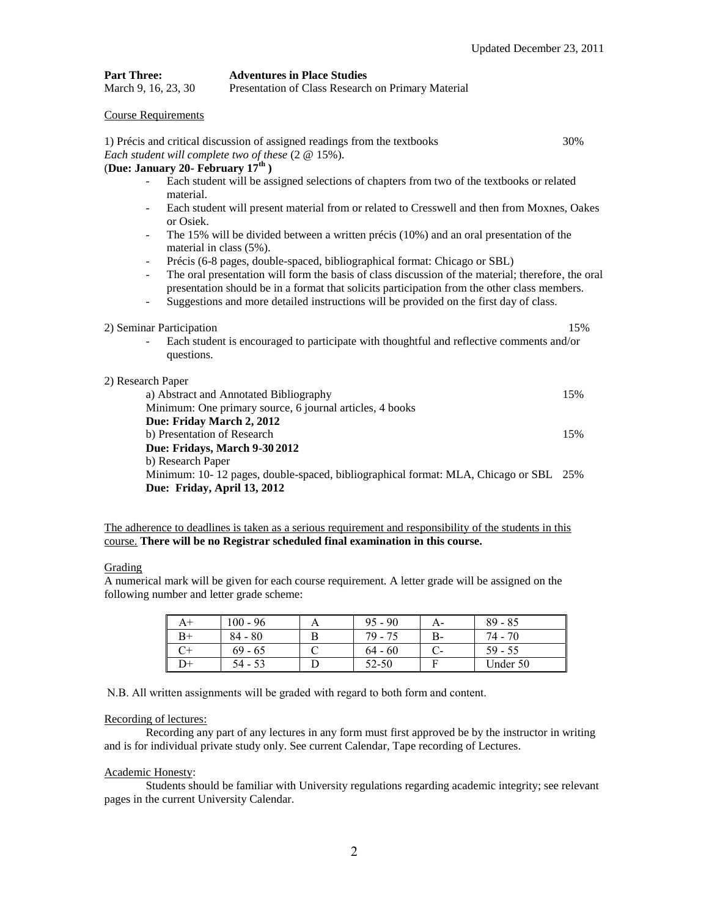Updated December 23, 2011

**Part Three:** **Adventures in Place Studies**
March 9, 16, 23, 30 Presentation of Class Research on Primary Material

Course Requirements

1) Précis and critical discussion of assigned readings from the textbooks 30%
*Each student will complete two of these* (2 @ 15%).
(**Due: January 20- February 17th** )

- Each student will be assigned selections of chapters from two of the textbooks or related material.
- Each student will present material from or related to Cresswell and then from Moxnes, Oakes or Osiek.
- The 15% will be divided between a written précis (10%) and an oral presentation of the material in class (5%).
- Précis (6-8 pages, double-spaced, bibliographical format: Chicago or SBL)
- The oral presentation will form the basis of class discussion of the material; therefore, the oral presentation should be in a format that solicits participation from the other class members.
- Suggestions and more detailed instructions will be provided on the first day of class.

2) Seminar Participation 15%

- Each student is encouraged to participate with thoughtful and reflective comments and/or questions.

2) Research Paper

a) Abstract and Annotated Bibliography 15%
Minimum: One primary source, 6 journal articles, 4 books
**Due: Friday March 2, 2012**
b) Presentation of Research 15%
**Due: Fridays, March 9-30 2012**
b) Research Paper
Minimum: 10- 12 pages, double-spaced, bibliographical format: MLA, Chicago or SBL 25%
**Due: Friday, April 13, 2012**

The adherence to deadlines is taken as a serious requirement and responsibility of the students in this course. **There will be no Registrar scheduled final examination in this course.**

Grading

A numerical mark will be given for each course requirement. A letter grade will be assigned on the following number and letter grade scheme:

| A+ | 100 - 96 | A | 95 - 90 | A- | 89 - 85 |
|---|---|---|---|---|---|
| B+ | 84 - 80 | B | 79 - 75 | B- | 74 - 70 |
| C+ | 69 - 65 | C | 64 - 60 | C- | 59 - 55 |
| D+ | 54 - 53 | D | 52-50 | F | Under 50 |

N.B. All written assignments will be graded with regard to both form and content.

Recording of lectures:

Recording any part of any lectures in any form must first approved be by the instructor in writing and is for individual private study only. See current Calendar, Tape recording of Lectures.

Academic Honesty:

Students should be familiar with University regulations regarding academic integrity; see relevant pages in the current University Calendar.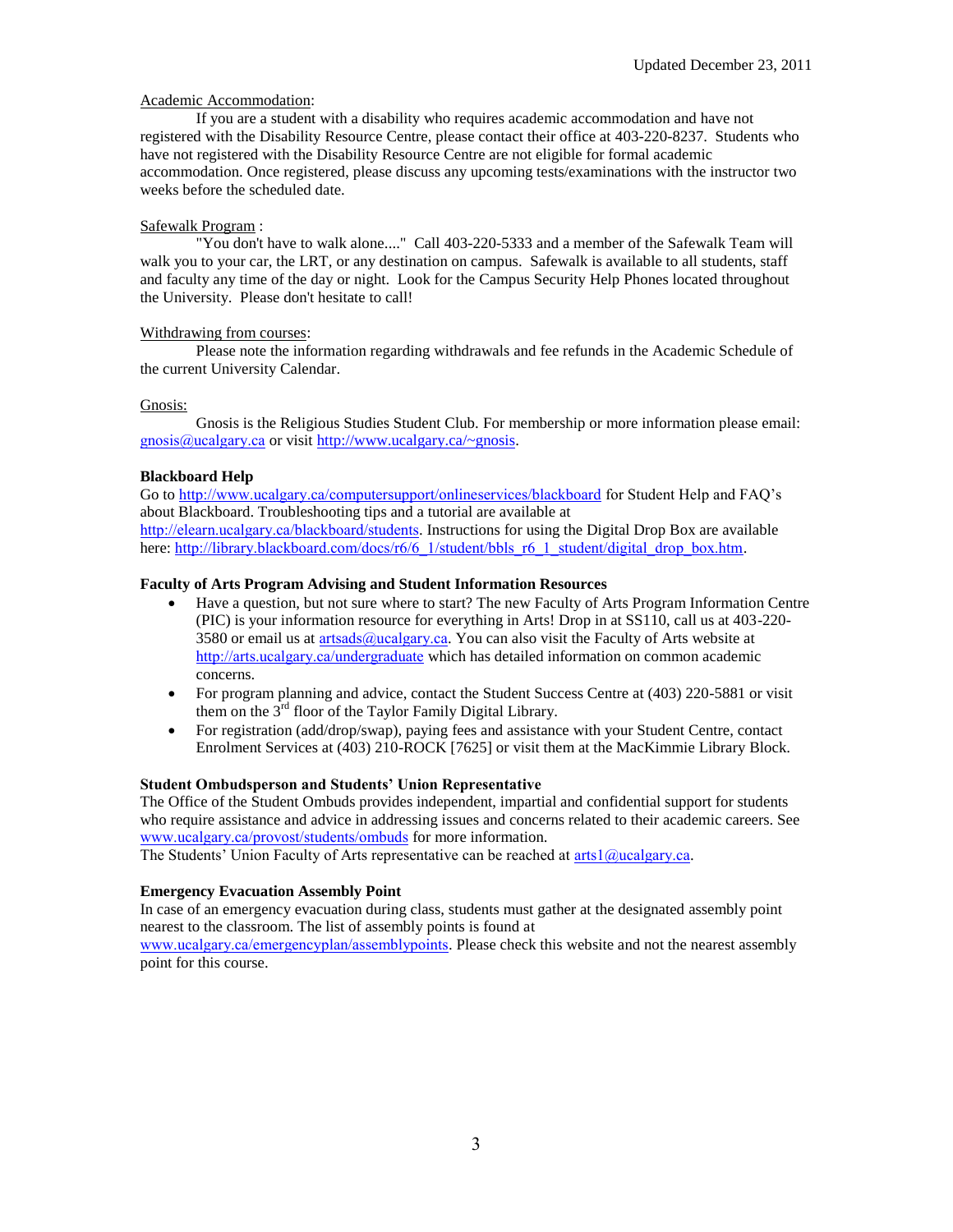Updated December 23, 2011

Academic Accommodation:

If you are a student with a disability who requires academic accommodation and have not registered with the Disability Resource Centre, please contact their office at 403-220-8237. Students who have not registered with the Disability Resource Centre are not eligible for formal academic accommodation. Once registered, please discuss any upcoming tests/examinations with the instructor two weeks before the scheduled date.

Safewalk Program :

"You don't have to walk alone...." Call 403-220-5333 and a member of the Safewalk Team will walk you to your car, the LRT, or any destination on campus. Safewalk is available to all students, staff and faculty any time of the day or night. Look for the Campus Security Help Phones located throughout the University. Please don't hesitate to call!

Withdrawing from courses:

Please note the information regarding withdrawals and fee refunds in the Academic Schedule of the current University Calendar.

Gnosis:

Gnosis is the Religious Studies Student Club. For membership or more information please email: gnosis@ucalgary.ca or visit http://www.ucalgary.ca/~gnosis.

**Blackboard Help**

Go to http://www.ucalgary.ca/computersupport/onlineservices/blackboard for Student Help and FAQ's about Blackboard. Troubleshooting tips and a tutorial are available at http://elearn.ucalgary.ca/blackboard/students. Instructions for using the Digital Drop Box are available here: http://library.blackboard.com/docs/r6/6_1/student/bbls_r6_1_student/digital_drop_box.htm.

**Faculty of Arts Program Advising and Student Information Resources**

- Have a question, but not sure where to start? The new Faculty of Arts Program Information Centre (PIC) is your information resource for everything in Arts! Drop in at SS110, call us at 403-220-3580 or email us at artsads@ucalgary.ca. You can also visit the Faculty of Arts website at http://arts.ucalgary.ca/undergraduate which has detailed information on common academic concerns.
- For program planning and advice, contact the Student Success Centre at (403) 220-5881 or visit them on the 3rd floor of the Taylor Family Digital Library.
- For registration (add/drop/swap), paying fees and assistance with your Student Centre, contact Enrolment Services at (403) 210-ROCK [7625] or visit them at the MacKimmie Library Block.

**Student Ombudsperson and Students' Union Representative**

The Office of the Student Ombuds provides independent, impartial and confidential support for students who require assistance and advice in addressing issues and concerns related to their academic careers. See www.ucalgary.ca/provost/students/ombuds for more information.

The Students' Union Faculty of Arts representative can be reached at arts1@ucalgary.ca.

**Emergency Evacuation Assembly Point**

In case of an emergency evacuation during class, students must gather at the designated assembly point nearest to the classroom. The list of assembly points is found at www.ucalgary.ca/emergencyplan/assemblypoints. Please check this website and not the nearest assembly point for this course.